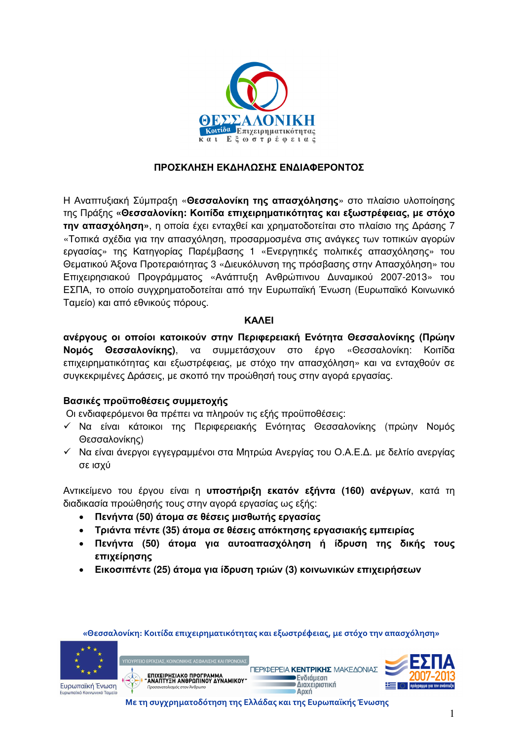## ΠΡΟΣΚΛΗΣΗ ΕΚΔΗΛΩΣΗΣ ΕΝΔΙΑΦΕΡΟΝΤΟΣ

Η Αναπτυξιακή Σύμπραξη «**Θεσσαλονίκη της απασχόλησης**» στο πλαίσιο υλοποίησης της Πράξης **«Θεσσαλονίκη: Κοιτίδα επιχειρηματικότητας και εξωστρέφειας, με στόχο την απασχόληση»**, η οποία έχει ενταχθεί και χρηματοδοτείται στο πλαίσιο της Δράσης 7 «Τοπικά σχέδια για την απασχόληση, προσαρμοσμένα στις ανάγκες των τοπικών αγορών εργασίας» της Κατηγορίας Παρέμβασης 1 «Ενεργητικές πολιτικές απασχόλησης» του Θεματικού Άξονα Προτεραιότητας 3 «Διευκόλυνση της πρόσβασης στην Απασχόληση» του Επιχειρησιακού Προγράμματος «Ανάπτυξη Ανθρώπινου Δυναμικού 2007-2013» του ΕΣΠΑ, το οποίο συγχρηματοδοτείται από την Ευρωπαϊκή Ένωση (Ευρωπαϊκό Κοινωνικό Ταμείο) και από εθνικούς πόρους.

**ΚΑΛΕΙ**

**ανέργους οι οποίοι κατοικούν στην Περιφερειακή Ενότητα Θεσσαλονίκης (Πρώην Νομός Θεσσαλονίκης)**, να συμμετάσχουν στο έργο «Θεσσαλονίκη: Κοιτίδα επιχειρηματικότητας και εξωστρέφειας, με στόχο την απασχόληση» και να ενταχθούν σε συγκεκριμένες Δράσεις, με σκοπό την προώθησή τους στην αγορά εργασίας.

### Βασικές προϋποθέσεις συμμετοχής

Οι ενδιαφερόμενοι θα πρέπει να πληρούν τις εξής προϋποθέσεις:

- ✓ Να είναι κάτοικοι της Περιφερειακής Ενότητας Θεσσαλονίκης (πρώην Νομός Θεσσαλονίκης)
- ✓ Να είναι άνεργοι εγγεγραμμένοι στα Μητρώα Ανεργίας του Ο.Α.Ε.Δ. με δελτίο ανεργίας σε ισχύ

Αντικείμενο του έργου είναι η **υποστήριξη εκατόν εξήντα (160) ανέργων**, κατά τη διαδικασία προώθησής τους στην αγορά εργασίας ως εξής:

- **Πενήντα (50) άτομα σε θέσεις μισθωτής εργασίας**
- **Τριάντα πέντε (35) άτομα σε θέσεις απόκτησης εργασιακής εμπειρίας**
- **Πενήντα (50) άτομα για αυτοαπασχόληση ή ίδρυση της δικής τους επιχείρησης**
- **Εικοσιπέντε (25) άτομα για ίδρυση τριών (3) κοινωνικών επιχειρήσεων**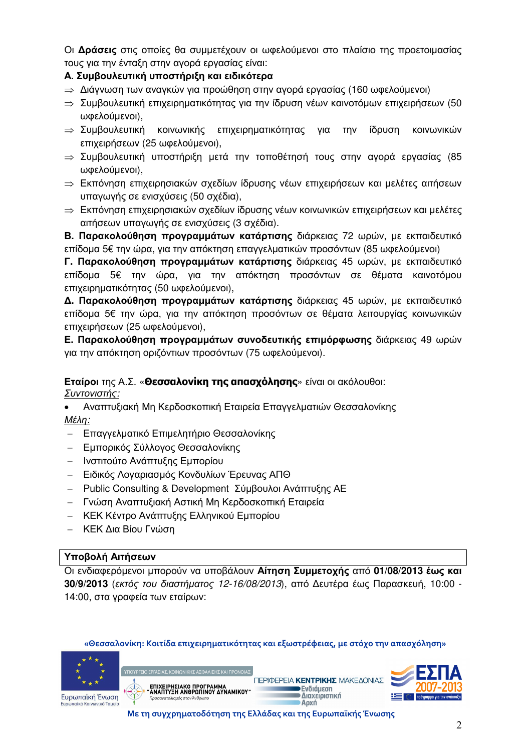Οι **Δράσεις** στις οποίες θα συμμετέχουν οι ωφελούμενοι στο πλαίσιο της προετοιμασίας τους για την ένταξη στην αγορά εργασίας είναι:

**Α. Συμβουλευτική υποστήριξη και ειδικότερα**

- ⇒ Διάγνωση των αναγκών για προώθηση στην αγορά εργασίας (160 ωφελούμενοι)
- ⇒ Συμβουλευτική επιχειρηματικότητας για την ίδρυση νέων καινοτόμων επιχειρήσεων (50 ωφελούμενοι),
- ⇒ Συμβουλευτική κοινωνικής επιχειρηματικότητας για την ίδρυση κοινωνικών επιχειρήσεων (25 ωφελούμενοι),
- ⇒ Συμβουλευτική υποστήριξη μετά την τοποθέτησή τους στην αγορά εργασίας (85 ωφελούμενοι),
- ⇒ Εκπόνηση επιχειρησιακών σχεδίων ίδρυσης νέων επιχειρήσεων και μελέτες αιτήσεων υπαγωγής σε ενισχύσεις (50 σχέδια),
- ⇒ Εκπόνηση επιχειρησιακών σχεδίων ίδρυσης νέων κοινωνικών επιχειρήσεων και μελέτες αιτήσεων υπαγωγής σε ενισχύσεις (3 σχέδια).

**Β. Παρακολούθηση προγραμμάτων κατάρτισης** διάρκειας 72 ωρών, με εκπαιδευτικό επίδομα 5€ την ώρα, για την απόκτηση επαγγελματικών προσόντων (85 ωφελούμενοι)

**Γ. Παρακολούθηση προγραμμάτων κατάρτισης** διάρκειας 45 ωρών, με εκπαιδευτικό επίδομα 5€ την ώρα, για την απόκτηση προσόντων σε θέματα καινοτόμου επιχειρηματικότητας (50 ωφελούμενοι),

**Δ. Παρακολούθηση προγραμμάτων κατάρτισης** διάρκειας 45 ωρών, με εκπαιδευτικό επίδομα 5€ την ώρα, για την απόκτηση προσόντων σε θέματα λειτουργίας κοινωνικών επιχειρήσεων (25 ωφελούμενοι),

**Ε. Παρακολούθηση προγραμμάτων συνοδευτικής επιμόρφωσης** διάρκειας 49 ωρών για την απόκτηση οριζόντιων προσόντων (75 ωφελούμενοι).

**Εταίροι** της Α.Σ. «**Θεσσαλονίκη της απασχόλησης**» είναι οι ακόλουθοι:

*Συντονιστής:*

- Αναπτυξιακή Μη Κερδοσκοπική Εταιρεία Επαγγελματιών Θεσσαλονίκης

*Μέλη:*

- Επαγγελματικό Επιμελητήριο Θεσσαλονίκης
- Εμπορικός Σύλλογος Θεσσαλονίκης
- Ινστιτούτο Ανάπτυξης Εμπορίου
- Ειδικός Λογαριασμός Κονδυλίων Έρευνας ΑΠΘ
- Public Consulting & Development Σύμβουλοι Ανάπτυξης ΑΕ
- Γνώση Αναπτυξιακή Αστική Μη Κερδοσκοπική Εταιρεία
- ΚΕΚ Κέντρο Ανάπτυξης Ελληνικού Εμπορίου
- ΚΕΚ Δια Βίου Γνώση

**Υποβολή Αιτήσεων**

Οι ενδιαφερόμενοι μπορούν να υποβάλουν **Αίτηση Συμμετοχής** από **01/08/2013 έως και 30/9/2013** (*εκτός του διαστήματος 12-16/08/2013*), από Δευτέρα έως Παρασκευή, 10:00 - 14:00, στα γραφεία των εταίρων:

«Θεσσαλονίκη: Κοιτίδα επιχειρηματικότητας και εξωστρέφειας, με στόχο την απασχόληση»

Ευρωπαϊκή Ένωση
Ευρωπαϊκό Κοινωνικό Ταμείο

ΥΠΟΥΡΓΕΙΟ ΕΡΓΑΣΙΑΣ, ΚΟΙΝΩΝΙΚΗΣ ΑΣΦΑΛΙΣΗΣ ΚΑΙ ΠΡΟΝΟΙΑΣ
ΕΠΙΧΕΙΡΗΣΙΑΚΟ ΠΡΟΓΡΑΜΜΑ "ΑΝΑΠΤΥΞΗ ΑΝΘΡΩΠΙΝΟΥ ΔΥΝΑΜΙΚΟΥ"
Προσανατολισμός στον Άνθρωπο

ΠΕΡΙΦΕΡΕΙΑ ΚΕΝΤΡΙΚΗΣ ΜΑΚΕΔΟΝΙΑΣ
Ενδιάμεση Διαχειριστική Αρχή

ΕΣΠΑ 2007-2013
πρόγραμμα για την ανάπτυξη

Με τη συγχρηματοδότηση της Ελλάδας και της Ευρωπαϊκής Ένωσης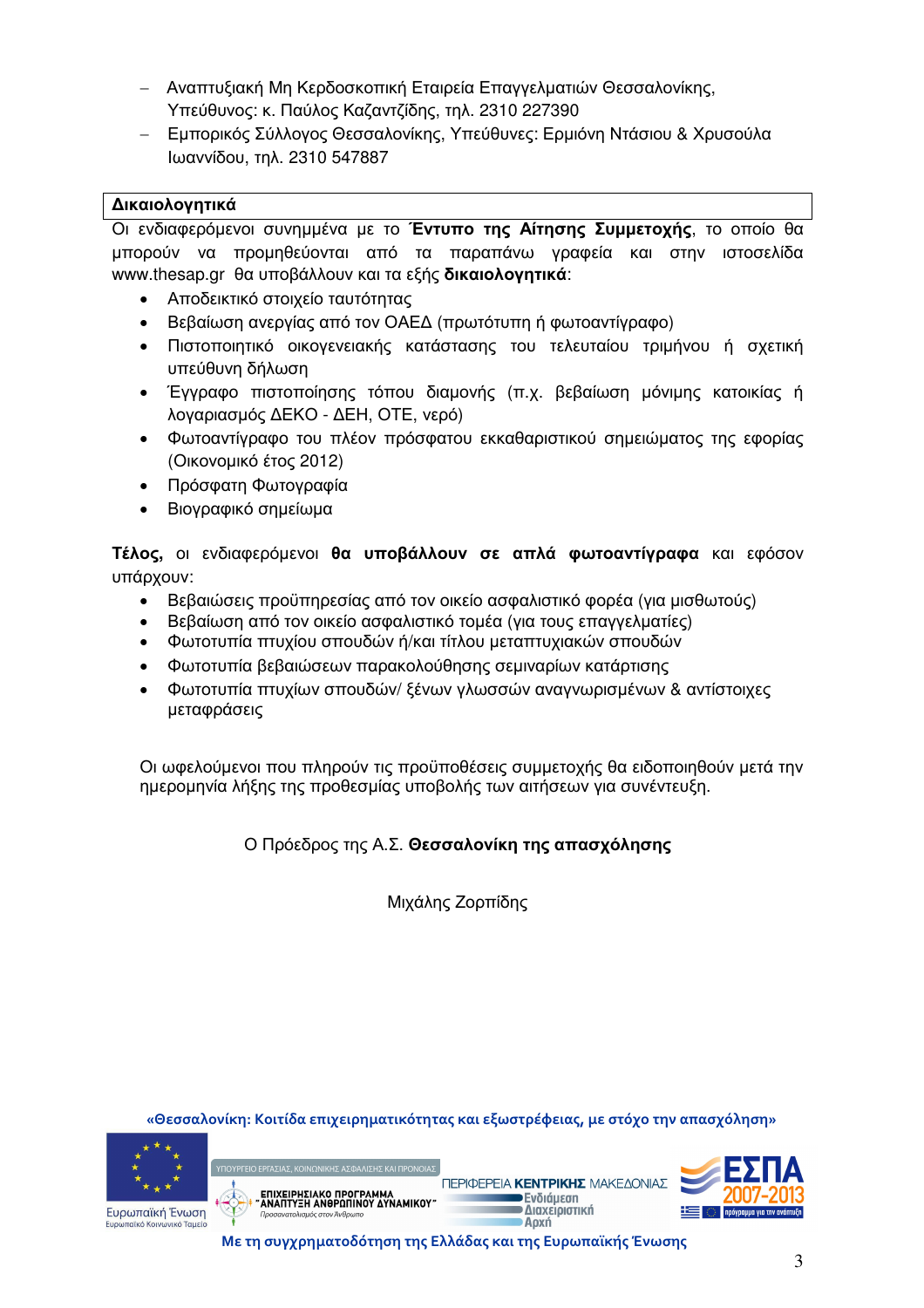- Αναπτυξιακή Μη Κερδοσκοπική Εταιρεία Επαγγελματιών Θεσσαλονίκης, Υπεύθυνος: κ. Παύλος Καζαντζίδης, τηλ. 2310 227390
- Εμπορικός Σύλλογος Θεσσαλονίκης, Υπεύθυνες: Ερμιόνη Ντάσιου & Χρυσούλα Ιωαννίδου, τηλ. 2310 547887

**Δικαιολογητικά**

Οι ενδιαφερόμενοι συνημμένα με το **Έντυπο της Αίτησης Συμμετοχής**, το οποίο θα μπορούν να προμηθεύονται από τα παραπάνω γραφεία και στην ιστοσελίδα www.thesap.gr θα υποβάλλουν και τα εξής **δικαιολογητικά**:

- Αποδεικτικό στοιχείο ταυτότητας
- Βεβαίωση ανεργίας από τον ΟΑΕΔ (πρωτότυπη ή φωτοαντίγραφο)
- Πιστοποιητικό οικογενειακής κατάστασης του τελευταίου τριμήνου ή σχετική υπεύθυνη δήλωση
- Έγγραφο πιστοποίησης τόπου διαμονής (π.χ. βεβαίωση μόνιμης κατοικίας ή λογαριασμός ΔΕΚΟ - ΔΕΗ, ΟΤΕ, νερό)
- Φωτοαντίγραφο του πλέον πρόσφατου εκκαθαριστικού σημειώματος της εφορίας (Οικονομικό έτος 2012)
- Πρόσφατη Φωτογραφία
- Βιογραφικό σημείωμα

**Τέλος,** οι ενδιαφερόμενοι **θα υποβάλλουν σε απλά φωτοαντίγραφα** και εφόσον υπάρχουν:

- Βεβαιώσεις προϋπηρεσίας από τον οικείο ασφαλιστικό φορέα (για μισθωτούς)
- Βεβαίωση από τον οικείο ασφαλιστικό τομέα (για τους επαγγελματίες)
- Φωτοτυπία πτυχίου σπουδών ή/και τίτλου μεταπτυχιακών σπουδών
- Φωτοτυπία βεβαιώσεων παρακολούθησης σεμιναρίων κατάρτισης
- Φωτοτυπία πτυχίων σπουδών/ ξένων γλωσσών αναγνωρισμένων & αντίστοιχες μεταφράσεις

Οι ωφελούμενοι που πληρούν τις προϋποθέσεις συμμετοχής θα ειδοποιηθούν μετά την ημερομηνία λήξης της προθεσμίας υποβολής των αιτήσεων για συνέντευξη.

Ο Πρόεδρος της Α.Σ. **Θεσσαλονίκη της απασχόλησης**

Μιχάλης Ζορπίδης

«Θεσσαλονίκη: Κοιτίδα επιχειρηματικότητας και εξωστρέφειας, με στόχο την απασχόληση»

Ευρωπαϊκή Ένωση
Ευρωπαϊκό Κοινωνικό Ταμείο

ΥΠΟΥΡΓΕΙΟ ΕΡΓΑΣΙΑΣ, ΚΟΙΝΩΝΙΚΗΣ ΑΣΦΑΛΙΣΗΣ ΚΑΙ ΠΡΟΝΟΙΑΣ
ΕΠΙΧΕΙΡΗΣΙΑΚΟ ΠΡΟΓΡΑΜΜΑ "ΑΝΑΠΤΥΞΗ ΑΝΘΡΩΠΙΝΟΥ ΔΥΝΑΜΙΚΟΥ"
Προσανατολισμός στον Άνθρωπο

ΠΕΡΙΦΕΡΕΙΑ ΚΕΝΤΡΙΚΗΣ ΜΑΚΕΔΟΝΙΑΣ
Ενδιάμεση Διαχειριστική Αρχή

ΕΣΠΑ 2007-2013
πρόγραμμα για την ανάπτυξη

Με τη συγχρηματοδότηση της Ελλάδας και της Ευρωπαϊκής Ένωσης